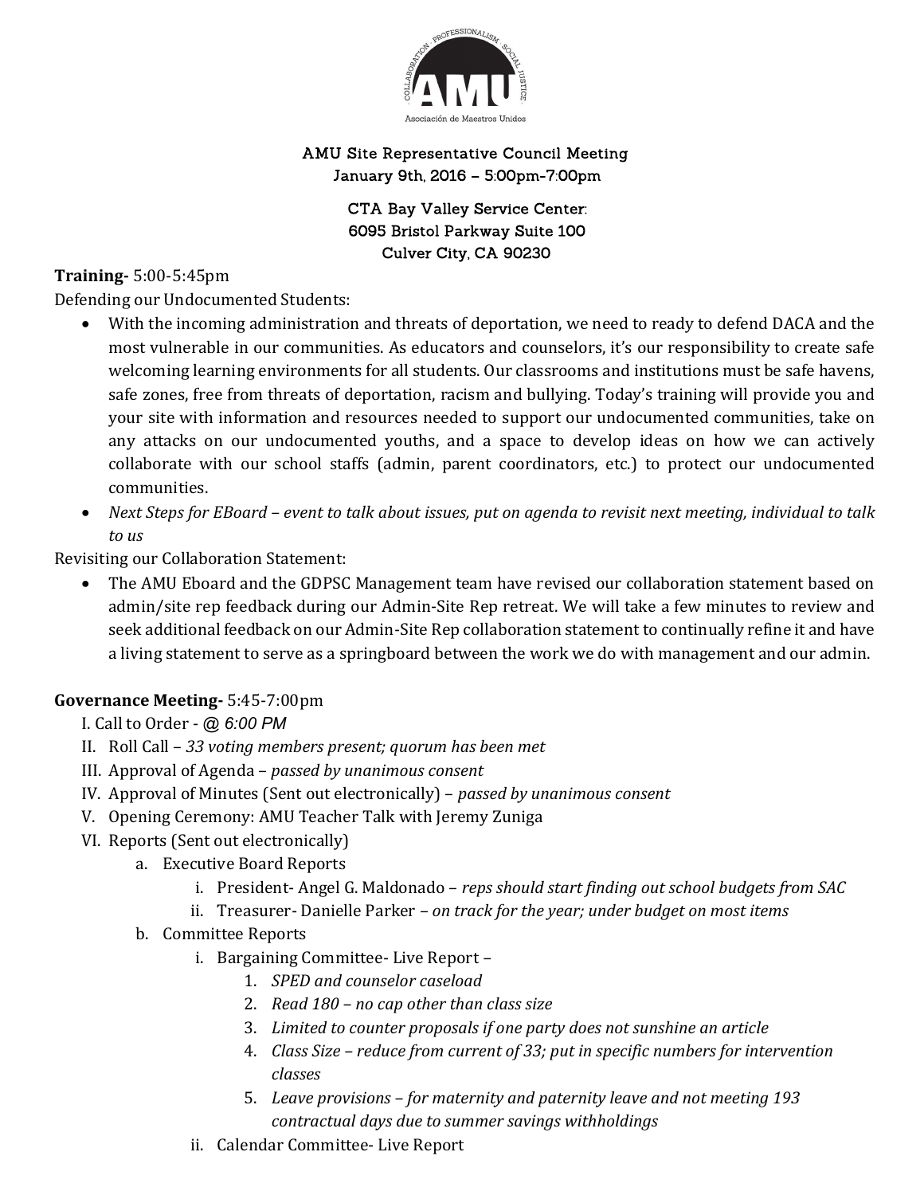AMU Site Representative Council Meeting
January 9th, 2016 – 5:00pm-7:00pm

CTA Bay Valley Service Center:
6095 Bristol Parkway Suite 100
Culver City, CA 90230

**Training-** 5:00-5:45pm

Defending our Undocumented Students:

- With the incoming administration and threats of deportation, we need to ready to defend DACA and the most vulnerable in our communities. As educators and counselors, it's our responsibility to create safe welcoming learning environments for all students. Our classrooms and institutions must be safe havens, safe zones, free from threats of deportation, racism and bullying. Today's training will provide you and your site with information and resources needed to support our undocumented communities, take on any attacks on our undocumented youths, and a space to develop ideas on how we can actively collaborate with our school staffs (admin, parent coordinators, etc.) to protect our undocumented communities.
- *Next Steps for EBoard – event to talk about issues, put on agenda to revisit next meeting, individual to talk to us*

Revisiting our Collaboration Statement:

- The AMU Eboard and the GDPSC Management team have revised our collaboration statement based on admin/site rep feedback during our Admin-Site Rep retreat. We will take a few minutes to review and seek additional feedback on our Admin-Site Rep collaboration statement to continually refine it and have a living statement to serve as a springboard between the work we do with management and our admin.

**Governance Meeting-** 5:45-7:00pm

I. Call to Order - *@ 6:00 PM*

II. Roll Call – *33 voting members present; quorum has been met*

III. Approval of Agenda – *passed by unanimous consent*

IV. Approval of Minutes (Sent out electronically) – *passed by unanimous consent*

V. Opening Ceremony: AMU Teacher Talk with Jeremy Zuniga

VI. Reports (Sent out electronically)

   a. Executive Board Reports

      i. President- Angel G. Maldonado – *reps should start finding out school budgets from SAC*

      ii. Treasurer- Danielle Parker – *on track for the year; under budget on most items*

   b. Committee Reports

      i. Bargaining Committee- Live Report –

         1. *SPED and counselor caseload*
         2. *Read 180 – no cap other than class size*
         3. *Limited to counter proposals if one party does not sunshine an article*
         4. *Class Size – reduce from current of 33; put in specific numbers for intervention classes*
         5. *Leave provisions – for maternity and paternity leave and not meeting 193 contractual days due to summer savings withholdings*

      ii. Calendar Committee- Live Report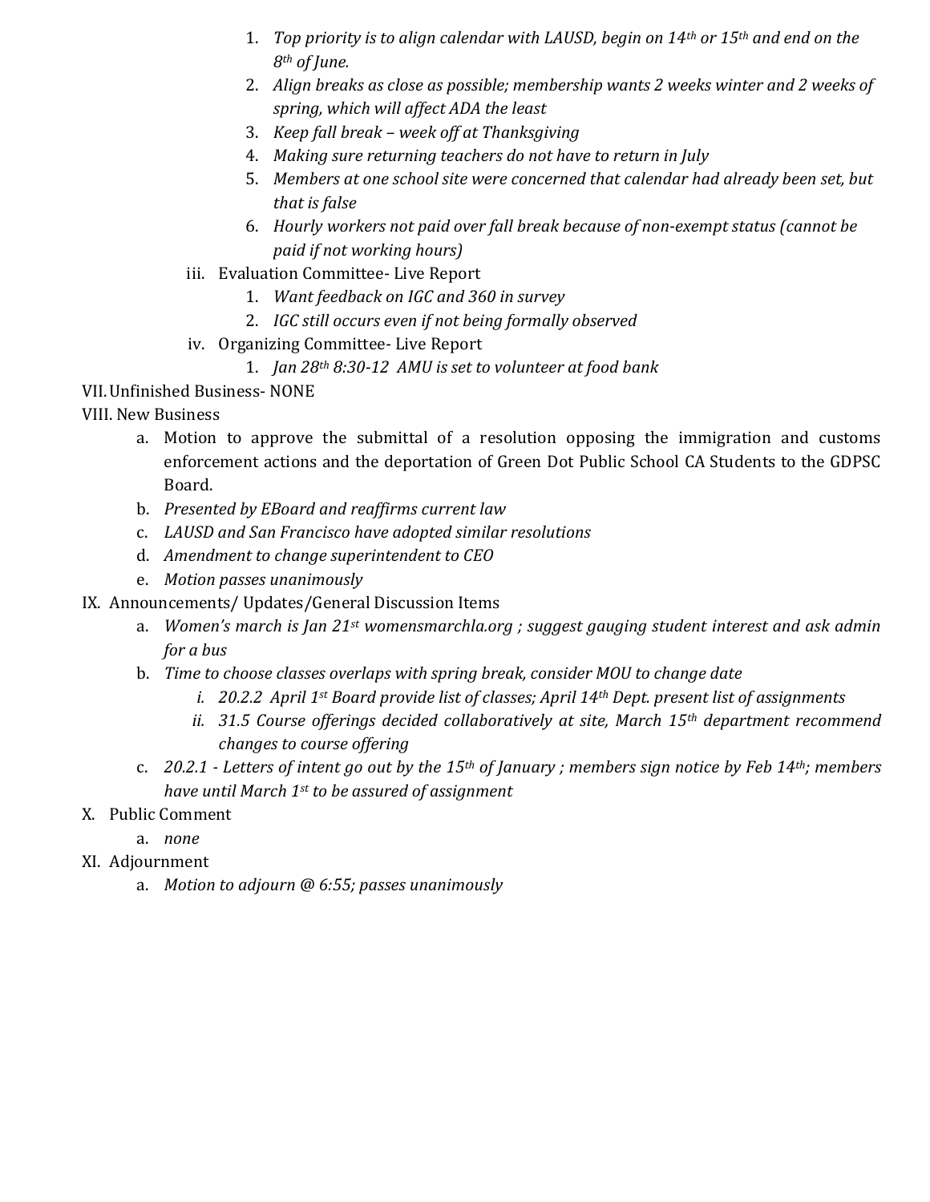1. *Top priority is to align calendar with LAUSD, begin on 14th or 15th and end on the 8th of June.*
2. *Align breaks as close as possible; membership wants 2 weeks winter and 2 weeks of spring, which will affect ADA the least*
3. *Keep fall break – week off at Thanksgiving*
4. *Making sure returning teachers do not have to return in July*
5. *Members at one school site were concerned that calendar had already been set, but that is false*
6. *Hourly workers not paid over fall break because of non-exempt status (cannot be paid if not working hours)*

iii. Evaluation Committee- Live Report

1. *Want feedback on IGC and 360 in survey*
2. *IGC still occurs even if not being formally observed*

iv. Organizing Committee- Live Report

1. *Jan 28th 8:30-12 AMU is set to volunteer at food bank*

VII. Unfinished Business- NONE

VIII. New Business

a. Motion to approve the submittal of a resolution opposing the immigration and customs enforcement actions and the deportation of Green Dot Public School CA Students to the GDPSC Board.

b. *Presented by EBoard and reaffirms current law*

c. *LAUSD and San Francisco have adopted similar resolutions*

d. *Amendment to change superintendent to CEO*

e. *Motion passes unanimously*

IX. Announcements/ Updates/General Discussion Items

a. *Women's march is Jan 21st womensmarchla.org ; suggest gauging student interest and ask admin for a bus*

b. *Time to choose classes overlaps with spring break, consider MOU to change date*

*i. 20.2.2 April 1st Board provide list of classes; April 14th Dept. present list of assignments*

*ii. 31.5 Course offerings decided collaboratively at site, March 15th department recommend changes to course offering*

c. *20.2.1 - Letters of intent go out by the 15th of January ; members sign notice by Feb 14th; members have until March 1st to be assured of assignment*

X. Public Comment

a. *none*

XI. Adjournment

a. *Motion to adjourn @ 6:55; passes unanimously*